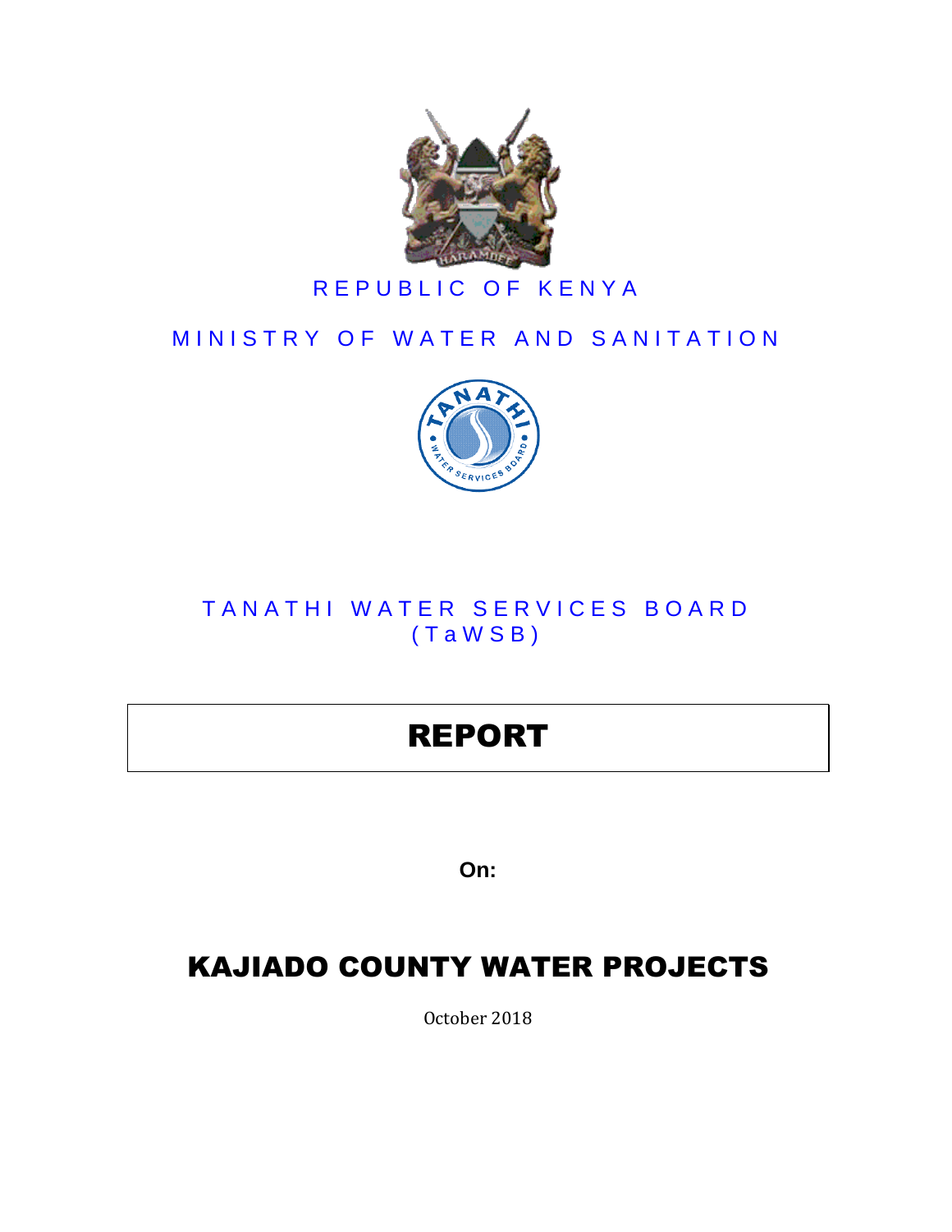REPUBLIC OF KENYA

MINISTRY OF WATER AND SANITATION

TANATHI WATER SERVICES BOARD
(TaWSB)

# REPORT

**On:**

# KAJIADO COUNTY WATER PROJECTS

October 2018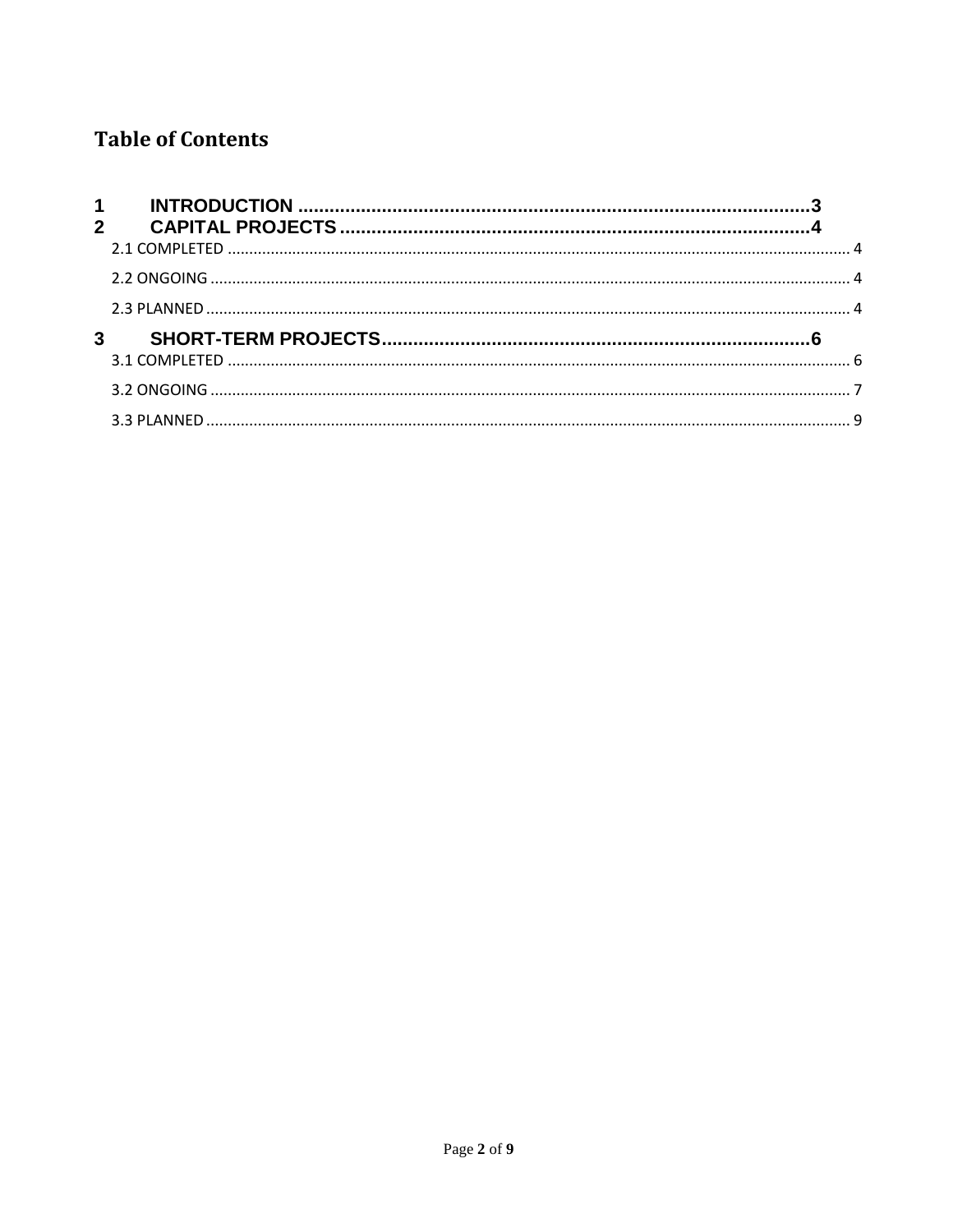# Table of Contents

1 INTRODUCTION ....................................................................................................3

2 CAPITAL PROJECTS ...........................................................................................4

2.1 COMPLETED ........................................................................................................................................ 4

2.2 ONGOING ............................................................................................................................................ 4

2.3 PLANNED ............................................................................................................................................. 4

3 SHORT-TERM PROJECTS ...................................................................................6

3.1 COMPLETED ........................................................................................................................................ 6

3.2 ONGOING ............................................................................................................................................ 7

3.3 PLANNED ............................................................................................................................................. 9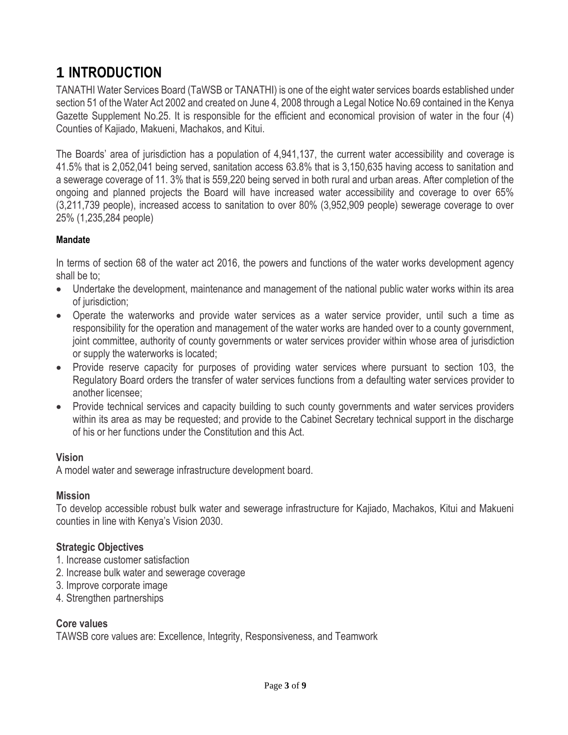# 1 INTRODUCTION

TANATHI Water Services Board (TaWSB or TANATHI) is one of the eight water services boards established under section 51 of the Water Act 2002 and created on June 4, 2008 through a Legal Notice No.69 contained in the Kenya Gazette Supplement No.25. It is responsible for the efficient and economical provision of water in the four (4) Counties of Kajiado, Makueni, Machakos, and Kitui.

The Boards' area of jurisdiction has a population of 4,941,137, the current water accessibility and coverage is 41.5% that is 2,052,041 being served, sanitation access 63.8% that is 3,150,635 having access to sanitation and a sewerage coverage of 11. 3% that is 559,220 being served in both rural and urban areas. After completion of the ongoing and planned projects the Board will have increased water accessibility and coverage to over 65% (3,211,739 people), increased access to sanitation to over 80% (3,952,909 people) sewerage coverage to over 25% (1,235,284 people)

#### Mandate

In terms of section 68 of the water act 2016, the powers and functions of the water works development agency shall be to;

- Undertake the development, maintenance and management of the national public water works within its area of jurisdiction;
- Operate the waterworks and provide water services as a water service provider, until such a time as responsibility for the operation and management of the water works are handed over to a county government, joint committee, authority of county governments or water services provider within whose area of jurisdiction or supply the waterworks is located;
- Provide reserve capacity for purposes of providing water services where pursuant to section 103, the Regulatory Board orders the transfer of water services functions from a defaulting water services provider to another licensee;
- Provide technical services and capacity building to such county governments and water services providers within its area as may be requested; and provide to the Cabinet Secretary technical support in the discharge of his or her functions under the Constitution and this Act.

### Vision

A model water and sewerage infrastructure development board.

### Mission

To develop accessible robust bulk water and sewerage infrastructure for Kajiado, Machakos, Kitui and Makueni counties in line with Kenya's Vision 2030.

### Strategic Objectives

1. Increase customer satisfaction
2. Increase bulk water and sewerage coverage
3. Improve corporate image
4. Strengthen partnerships

### Core values

TAWSB core values are: Excellence, Integrity, Responsiveness, and Teamwork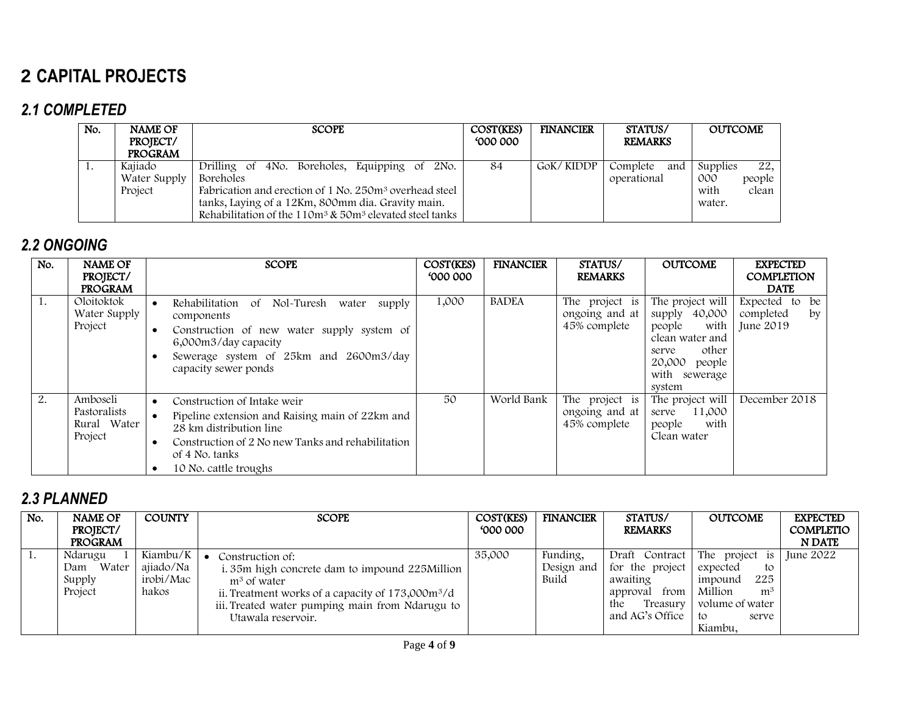# 2 CAPITAL PROJECTS

## 2.1 COMPLETED

| No. | NAME OF PROJECT/ PROGRAM | SCOPE | COST(KES) '000 000 | FINANCIER | STATUS/ REMARKS | OUTCOME |
|---|---|---|---|---|---|---|
| 1. | Kajiado Water Supply Project | Drilling of 4No. Boreholes, Equipping of 2No. Boreholes<br>Fabrication and erection of 1 No. 250m$^3$ overhead steel tanks, Laying of a 12Km, 800mm dia. Gravity main.<br>Rehabilitation of the 110m$^3$ & 50m$^3$ elevated steel tanks | 84 | GoK/ KIDDP | Complete and operational | Supplies 22, 000 people with clean water. |

## 2.2 ONGOING

| No. | NAME OF PROJECT/ PROGRAM | SCOPE | COST(KES) '000 000 | FINANCIER | STATUS/ REMARKS | OUTCOME | EXPECTED COMPLETION DATE |
|---|---|---|---|---|---|---|---|
| 1. | Oloitoktok Water Supply Project | • Rehabilitation of Nol-Turesh water supply components<br>• Construction of new water supply system of 6,000m3/day capacity<br>• Sewerage system of 25km and 2600m3/day capacity sewer ponds | 1,000 | BADEA | The project is ongoing and at 45% complete | The project will supply 40,000 people with clean water and serve other 20,000 people with sewerage system | Expected to be completed by June 2019 |
| 2. | Amboseli Pastoralists Rural Water Project | • Construction of Intake weir<br>• Pipeline extension and Raising main of 22km and 28 km distribution line<br>• Construction of 2 No new Tanks and rehabilitation of 4 No. tanks<br>• 10 No. cattle troughs | 50 | World Bank | The project is ongoing and at 45% complete | The project will serve 11,000 people with Clean water | December 2018 |

## 2.3 PLANNED

| No. | NAME OF PROJECT/ PROGRAM | COUNTY | SCOPE | COST(KES) '000 000 | FINANCIER | STATUS/ REMARKS | OUTCOME | EXPECTED COMPLETION DATE |
|---|---|---|---|---|---|---|---|---|
| 1. | Ndarugu 1 Dam Water Supply Project | Kiambu/Kajiado/Nairobi/Machakos | • Construction of:<br>i. 35m high concrete dam to impound 225Million m$^3$ of water<br>ii. Treatment works of a capacity of 173,000m$^3$/d<br>iii. Treated water pumping main from Ndarugu to Utawala reservoir. | 35,000 | Funding, Design and Build | Draft Contract for the project awaiting approval from the Treasury and AG's Office | The project is expected to impound 225 Million m$^3$ volume of water to serve Kiambu, | June 2022 |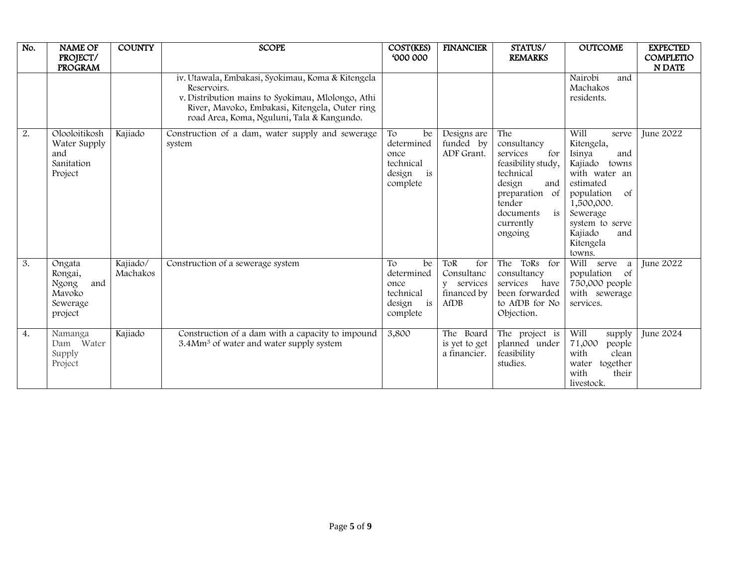| No. | NAME OF PROJECT/ PROGRAM | COUNTY | SCOPE | COST(KES) '000 000 | FINANCIER | STATUS/ REMARKS | OUTCOME | EXPECTED COMPLETION DATE |
|---|---|---|---|---|---|---|---|---|
| | | | iv. Utawala, Embakasi, Syokimau, Koma & Kitengela Reservoirs.<br>v. Distribution mains to Syokimau, Mlolongo, Athi River, Mavoko, Embakasi, Kitengela, Outer ring road Area, Koma, Nguluni, Tala & Kangundo. | | | | Nairobi and Machakos residents. | |
| 2. | Olooloitikosh Water Supply and Sanitation Project | Kajiado | Construction of a dam, water supply and sewerage system | To be determined once technical design is complete | Designs are funded by ADF Grant. | The consultancy services for feasibility study, technical design and preparation of tender documents is currently ongoing | Will serve Kitengela, Isinya and Kajiado towns with water an estimated population of 1,500,000. Sewerage system to serve Kajiado and Kitengela towns. | June 2022 |
| 3. | Ongata Rongai, Ngong and Mavoko Sewerage project | Kajiado/ Machakos | Construction of a sewerage system | To be determined once technical design is complete | ToR for Consultancy services financed by AfDB | The ToRs for consultancy services have been forwarded to AfDB for No Objection. | Will serve a population of 750,000 people with sewerage services. | June 2022 |
| 4. | Namanga Dam Water Supply Project | Kajiado | Construction of a dam with a capacity to impound 3.4Mm³ of water and water supply system | 3,800 | The Board is yet to get a financier. | The project is planned under feasibility studies. | Will supply 71,000 people with clean water together with their livestock. | June 2024 |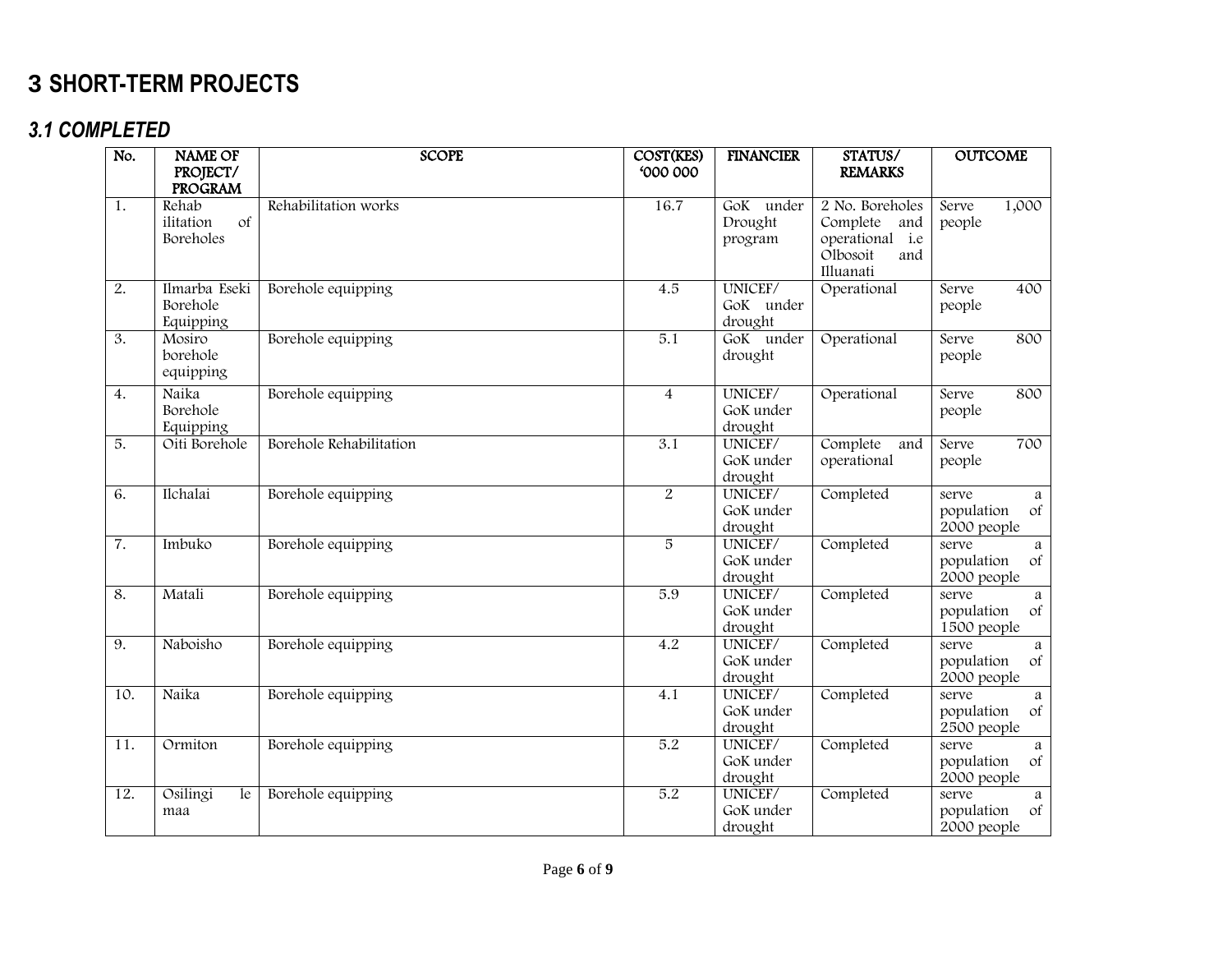# 3 SHORT-TERM PROJECTS

## 3.1 COMPLETED

| No. | NAME OF PROJECT/ PROGRAM | SCOPE | COST(KES) '000 000 | FINANCIER | STATUS/ REMARKS | OUTCOME |
|---|---|---|---|---|---|---|
| 1. | Rehab ilitation of Boreholes | Rehabilitation works | 16.7 | GoK under Drought program | 2 No. Boreholes Complete and operational i.e Olbosoit and Illuanati | Serve 1,000 people |
| 2. | Ilmarba Eseki Borehole Equipping | Borehole equipping | 4.5 | UNICEF/ GoK under drought | Operational | Serve 400 people |
| 3. | Mosiro borehole equipping | Borehole equipping | 5.1 | GoK under drought | Operational | Serve 800 people |
| 4. | Naika Borehole Equipping | Borehole equipping | 4 | UNICEF/ GoK under drought | Operational | Serve 800 people |
| 5. | Oiti Borehole | Borehole Rehabilitation | 3.1 | UNICEF/ GoK under drought | Complete and operational | Serve 700 people |
| 6. | Ilchalai | Borehole equipping | 2 | UNICEF/ GoK under drought | Completed | serve a population of 2000 people |
| 7. | Imbuko | Borehole equipping | 5 | UNICEF/ GoK under drought | Completed | serve a population of 2000 people |
| 8. | Matali | Borehole equipping | 5.9 | UNICEF/ GoK under drought | Completed | serve a population of 1500 people |
| 9. | Naboisho | Borehole equipping | 4.2 | UNICEF/ GoK under drought | Completed | serve a population of 2000 people |
| 10. | Naika | Borehole equipping | 4.1 | UNICEF/ GoK under drought | Completed | serve a population of 2500 people |
| 11. | Ormiton | Borehole equipping | 5.2 | UNICEF/ GoK under drought | Completed | serve a population of 2000 people |
| 12. | Osilingi le maa | Borehole equipping | 5.2 | UNICEF/ GoK under drought | Completed | serve a population of 2000 people |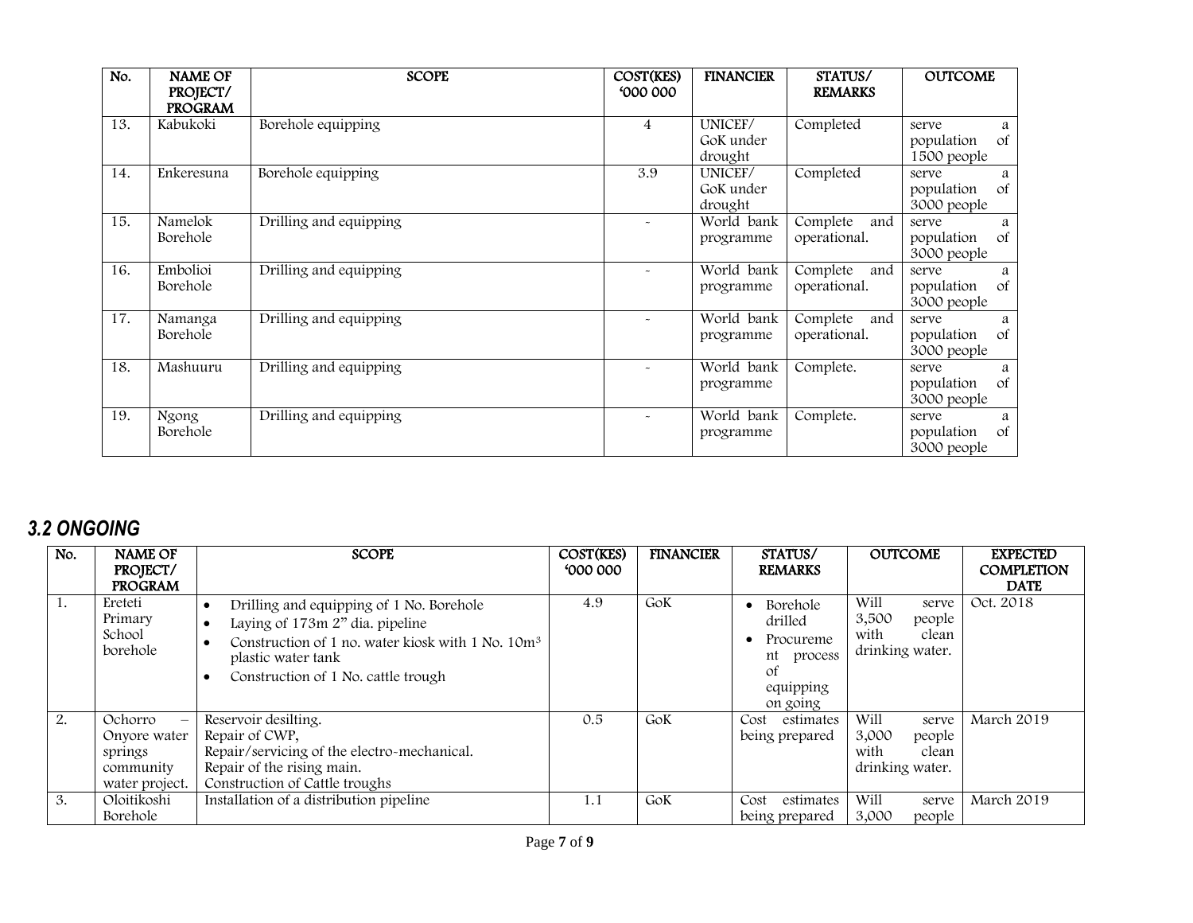| No. | NAME OF PROJECT/ PROGRAM | SCOPE | COST(KES) '000 000 | FINANCIER | STATUS/ REMARKS | OUTCOME |
|---|---|---|---|---|---|---|
| 13. | Kabukoki | Borehole equipping | 4 | UNICEF/ GoK under drought | Completed | serve a population of 1500 people |
| 14. | Enkeresuna | Borehole equipping | 3.9 | UNICEF/ GoK under drought | Completed | serve a population of 3000 people |
| 15. | Namelok Borehole | Drilling and equipping | - | World bank programme | Complete and operational. | serve a population of 3000 people |
| 16. | Embolioi Borehole | Drilling and equipping | - | World bank programme | Complete and operational. | serve a population of 3000 people |
| 17. | Namanga Borehole | Drilling and equipping | - | World bank programme | Complete and operational. | serve a population of 3000 people |
| 18. | Mashuuru | Drilling and equipping | - | World bank programme | Complete. | serve a population of 3000 people |
| 19. | Ngong Borehole | Drilling and equipping | - | World bank programme | Complete. | serve a population of 3000 people |

## *3.2 ONGOING*

| No. | NAME OF PROJECT/ PROGRAM | SCOPE | COST(KES) '000 000 | FINANCIER | STATUS/ REMARKS | OUTCOME | EXPECTED COMPLETION DATE |
|---|---|---|---|---|---|---|---|
| 1. | Ereteti Primary School borehole | • Drilling and equipping of 1 No. Borehole<br>• Laying of 173m 2" dia. pipeline<br>• Construction of 1 no. water kiosk with 1 No. 10m³ plastic water tank<br>• Construction of 1 No. cattle trough | 4.9 | GoK | • Borehole drilled<br>• Procurement process of equipping on going | Will serve 3,500 people with clean drinking water. | Oct. 2018 |
| 2. | Ochorro – Onyore water springs community water project. | Reservoir desilting.<br>Repair of CWP,<br>Repair/servicing of the electro-mechanical.<br>Repair of the rising main.<br>Construction of Cattle troughs | 0.5 | GoK | Cost estimates being prepared | Will serve 3,000 people with clean drinking water. | March 2019 |
| 3. | Oloitikoshi Borehole | Installation of a distribution pipeline | 1.1 | GoK | Cost estimates being prepared | Will serve 3,000 people | March 2019 |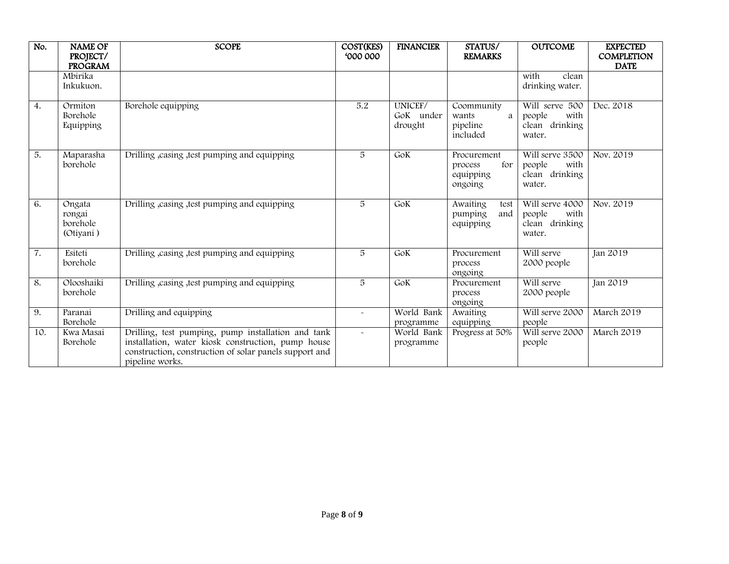| No. | NAME OF PROJECT/ PROGRAM | SCOPE | COST(KES) '000 000 | FINANCIER | STATUS/ REMARKS | OUTCOME | EXPECTED COMPLETION DATE |
|---|---|---|---|---|---|---|---|
| | Mbirika Inkukuon. | | | | | with clean drinking water. | |
| 4. | Ormiton Borehole Equipping | Borehole equipping | 5.2 | UNICEF/ GoK under drought | Coommunity wants a pipeline included | Will serve 500 people with clean drinking water. | Dec. 2018 |
| 5. | Maparasha borehole | Drilling ,casing ,test pumping and equipping | 5 | GoK | Procurement process for equipping ongoing | Will serve 3500 people with clean drinking water. | Nov. 2019 |
| 6. | Ongata rongai borehole (Otiyani ) | Drilling ,casing ,test pumping and equipping | 5 | GoK | Awaiting test pumping and equipping | Will serve 4000 people with clean drinking water. | Nov. 2019 |
| 7. | Esiteti borehole | Drilling ,casing ,test pumping and equipping | 5 | GoK | Procurement process ongoing | Will serve 2000 people | Jan 2019 |
| 8. | Olooshaiki borehole | Drilling ,casing ,test pumping and equipping | 5 | GoK | Procurement process ongoing | Will serve 2000 people | Jan 2019 |
| 9. | Paranai Borehole | Drilling and equipping | - | World Bank programme | Awaiting equipping | Will serve 2000 people | March 2019 |
| 10. | Kwa Masai Borehole | Drilling, test pumping, pump installation and tank installation, water kiosk construction, pump house construction, construction of solar panels support and pipeline works. | - | World Bank programme | Progress at 50% | Will serve 2000 people | March 2019 |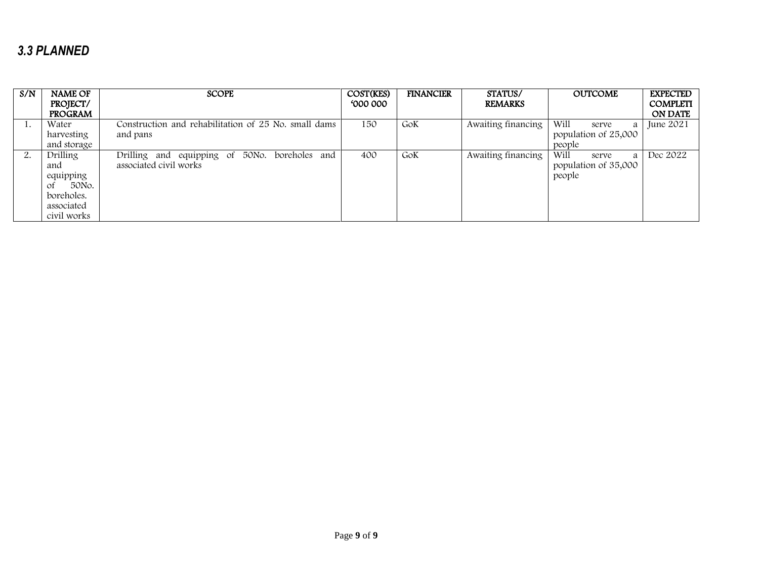### *3.3 PLANNED*

| S/N | NAME OF PROJECT/ PROGRAM | SCOPE | COST(KES) '000 000 | FINANCIER | STATUS/ REMARKS | OUTCOME | EXPECTED COMPLETION DATE |
|---|---|---|---|---|---|---|---|
| 1. | Water harvesting and storage | Construction and rehabilitation of 25 No. small dams and pans | 150 | GoK | Awaiting financing | Will serve a population of 25,000 people | June 2021 |
| 2. | Drilling and equipping of 50No. boreholes. associated civil works | Drilling and equipping of 50No. boreholes and associated civil works | 400 | GoK | Awaiting financing | Will serve a population of 35,000 people | Dec 2022 |